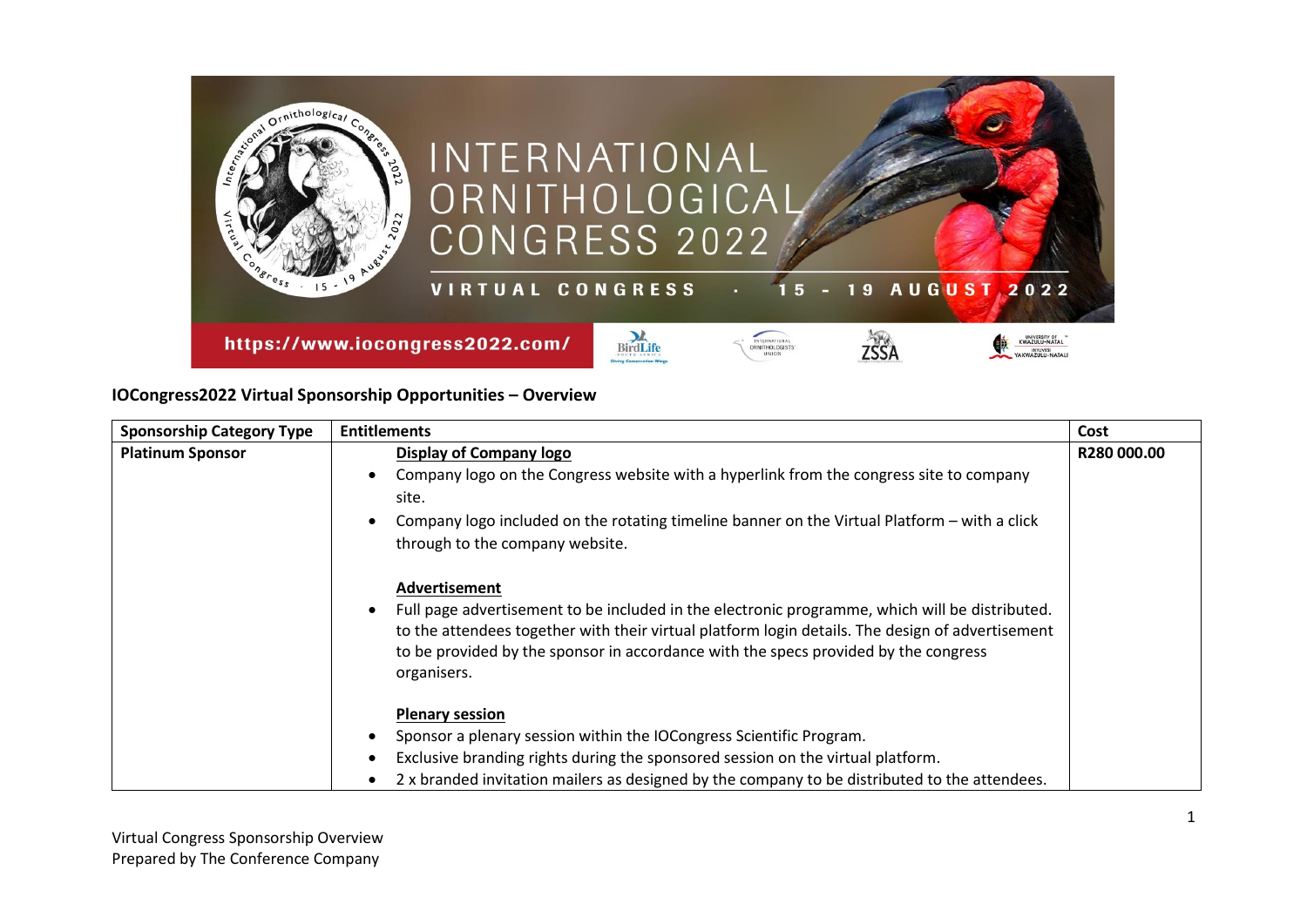# INTERNATIONAL ORNITHOLOGICAL CONGRESS 2022

VIRTUAL CONGRESS · 15 - 19 AUGUST 2022

https://www.iocongress2022.com/

## IOCongress2022 Virtual Sponsorship Opportunities – Overview

| Sponsorship Category Type | Entitlements | Cost |
|---|---|---|
| **Platinum Sponsor** | **Display of Company logo**<br>• Company logo on the Congress website with a hyperlink from the congress site to company site.<br>• Company logo included on the rotating timeline banner on the Virtual Platform – with a click through to the company website.<br><br>**Advertisement**<br>• Full page advertisement to be included in the electronic programme, which will be distributed. to the attendees together with their virtual platform login details. The design of advertisement to be provided by the sponsor in accordance with the specs provided by the congress organisers.<br><br>**Plenary session**<br>• Sponsor a plenary session within the IOCongress Scientific Program.<br>• Exclusive branding rights during the sponsored session on the virtual platform.<br>• 2 x branded invitation mailers as designed by the company to be distributed to the attendees. | **R280 000.00** |

Virtual Congress Sponsorship Overview
Prepared by The Conference Company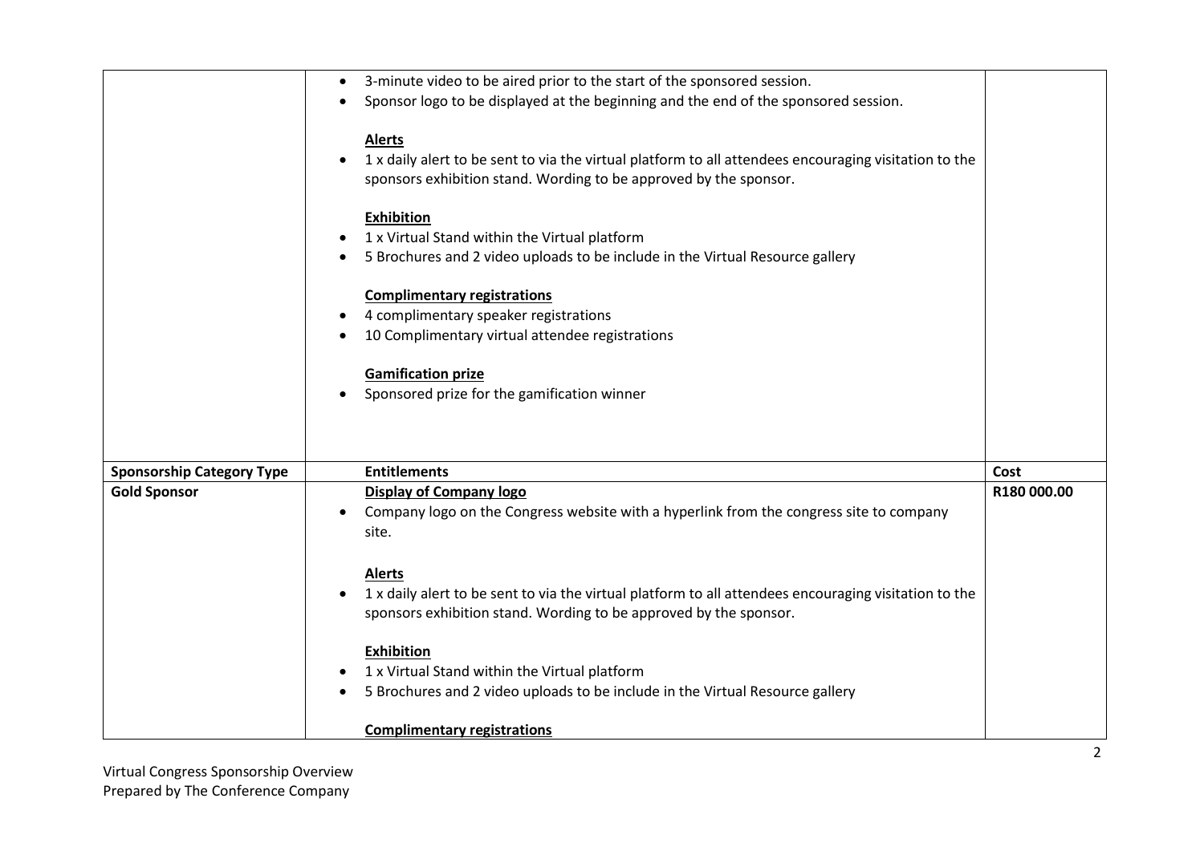| Sponsorship Category Type | Entitlements | Cost |
|---|---|---|
| | • 3-minute video to be aired prior to the start of the sponsored session.<br>• Sponsor logo to be displayed at the beginning and the end of the sponsored session.<br><br>**Alerts**<br>• 1 x daily alert to be sent to via the virtual platform to all attendees encouraging visitation to the sponsors exhibition stand. Wording to be approved by the sponsor.<br><br>**Exhibition**<br>• 1 x Virtual Stand within the Virtual platform<br>• 5 Brochures and 2 video uploads to be include in the Virtual Resource gallery<br><br>**Complimentary registrations**<br>• 4 complimentary speaker registrations<br>• 10 Complimentary virtual attendee registrations<br><br>**Gamification prize**<br>• Sponsored prize for the gamification winner | |
| **Gold Sponsor** | **Display of Company logo**<br>• Company logo on the Congress website with a hyperlink from the congress site to company site.<br><br>**Alerts**<br>• 1 x daily alert to be sent to via the virtual platform to all attendees encouraging visitation to the sponsors exhibition stand. Wording to be approved by the sponsor.<br><br>**Exhibition**<br>• 1 x Virtual Stand within the Virtual platform<br>• 5 Brochures and 2 video uploads to be include in the Virtual Resource gallery<br><br>**Complimentary registrations** | **R180 000.00** |

Virtual Congress Sponsorship Overview
Prepared by The Conference Company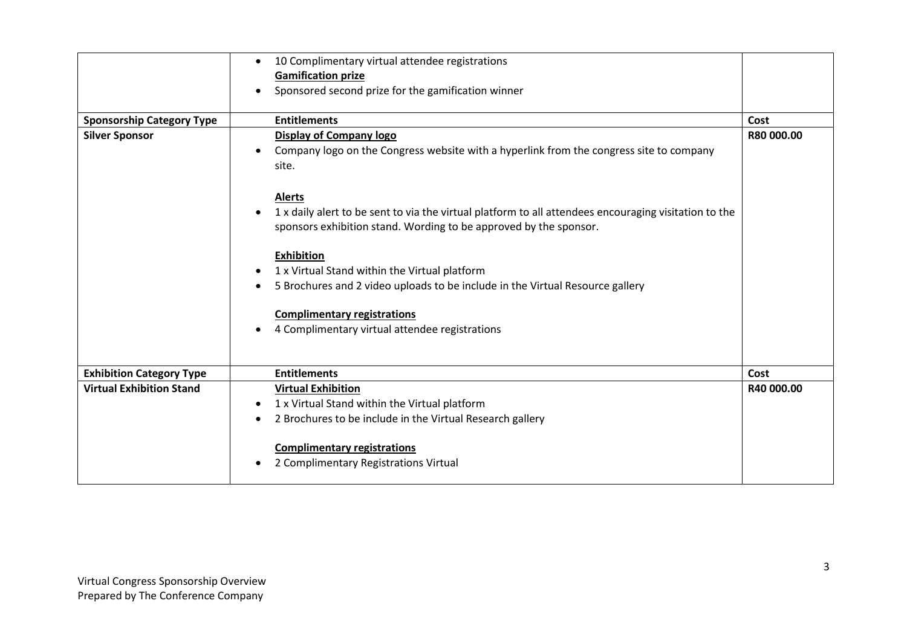| | | |
|---|---|---|
| | • 10 Complimentary virtual attendee registrations<br>**<u>Gamification prize</u>**<br>• Sponsored second prize for the gamification winner | |
| **Sponsorship Category Type** | **Entitlements** | **Cost** |
| **Silver Sponsor** | **<u>Display of Company logo</u>**<br>• Company logo on the Congress website with a hyperlink from the congress site to company site.<br><br>**<u>Alerts</u>**<br>• 1 x daily alert to be sent to via the virtual platform to all attendees encouraging visitation to the sponsors exhibition stand. Wording to be approved by the sponsor.<br><br>**<u>Exhibition</u>**<br>• 1 x Virtual Stand within the Virtual platform<br>• 5 Brochures and 2 video uploads to be include in the Virtual Resource gallery<br><br>**<u>Complimentary registrations</u>**<br>• 4 Complimentary virtual attendee registrations | **R80 000.00** |
| **Exhibition Category Type** | **Entitlements** | **Cost** |
| **Virtual Exhibition Stand** | **<u>Virtual Exhibition</u>**<br>• 1 x Virtual Stand within the Virtual platform<br>• 2 Brochures to be include in the Virtual Research gallery<br><br>**<u>Complimentary registrations</u>**<br>• 2 Complimentary Registrations Virtual | **R40 000.00** |

Virtual Congress Sponsorship Overview
Prepared by The Conference Company